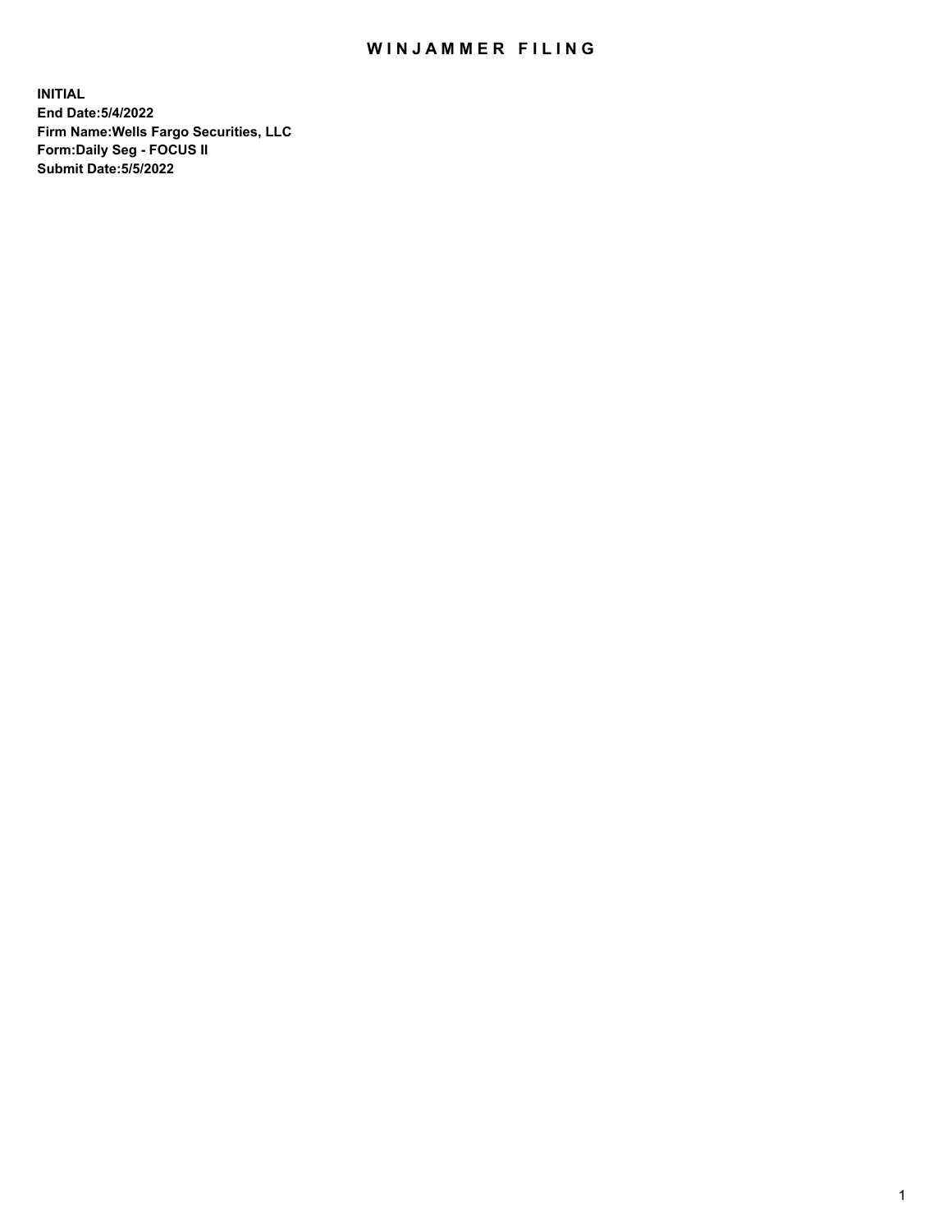# WINJAMMER FILING

**INITIAL**
**End Date:5/4/2022**
**Firm Name:Wells Fargo Securities, LLC**
**Form:Daily Seg - FOCUS II**
**Submit Date:5/5/2022**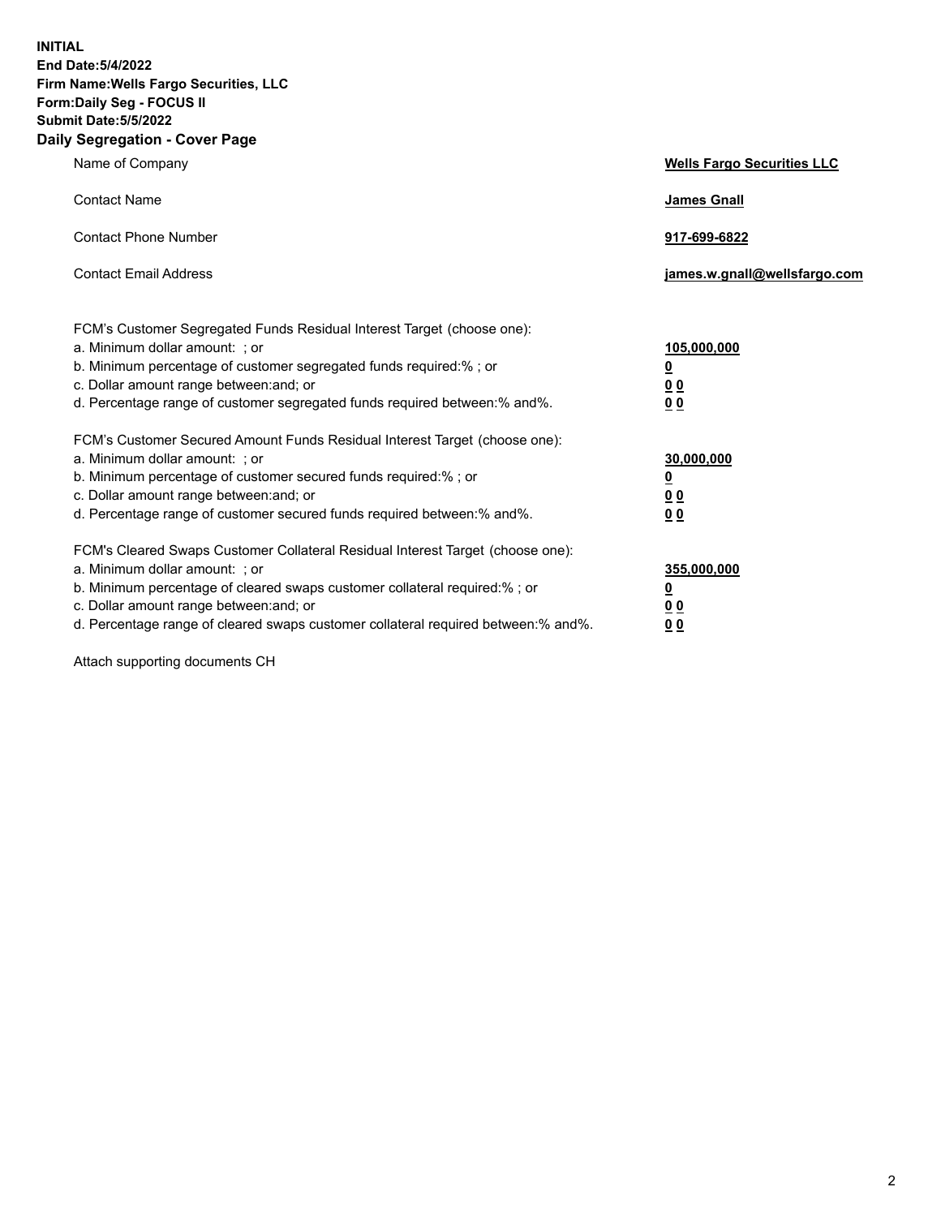**INITIAL**
**End Date:5/4/2022**
**Firm Name:Wells Fargo Securities, LLC**
**Form:Daily Seg - FOCUS II**
**Submit Date:5/5/2022**

## Daily Segregation - Cover Page

| | |
|---|---|
| Name of Company | **Wells Fargo Securities LLC** |
| Contact Name | **James Gnall** |
| Contact Phone Number | **917-699-6822** |
| Contact Email Address | **james.w.gnall@wellsfargo.com** |

| | |
|---|---|
| FCM's Customer Segregated Funds Residual Interest Target (choose one): | |
| a. Minimum dollar amount: ; or | **105,000,000** |
| b. Minimum percentage of customer segregated funds required:% ; or | **0** |
| c. Dollar amount range between:and; or | **0 0** |
| d. Percentage range of customer segregated funds required between:% and%. | **0 0** |
| FCM's Customer Secured Amount Funds Residual Interest Target (choose one): | |
| a. Minimum dollar amount: ; or | **30,000,000** |
| b. Minimum percentage of customer secured funds required:% ; or | **0** |
| c. Dollar amount range between:and; or | **0 0** |
| d. Percentage range of customer secured funds required between:% and%. | **0 0** |
| FCM's Cleared Swaps Customer Collateral Residual Interest Target (choose one): | |
| a. Minimum dollar amount: ; or | **355,000,000** |
| b. Minimum percentage of cleared swaps customer collateral required:% ; or | **0** |
| c. Dollar amount range between:and; or | **0 0** |
| d. Percentage range of cleared swaps customer collateral required between:% and%. | **0 0** |

Attach supporting documents CH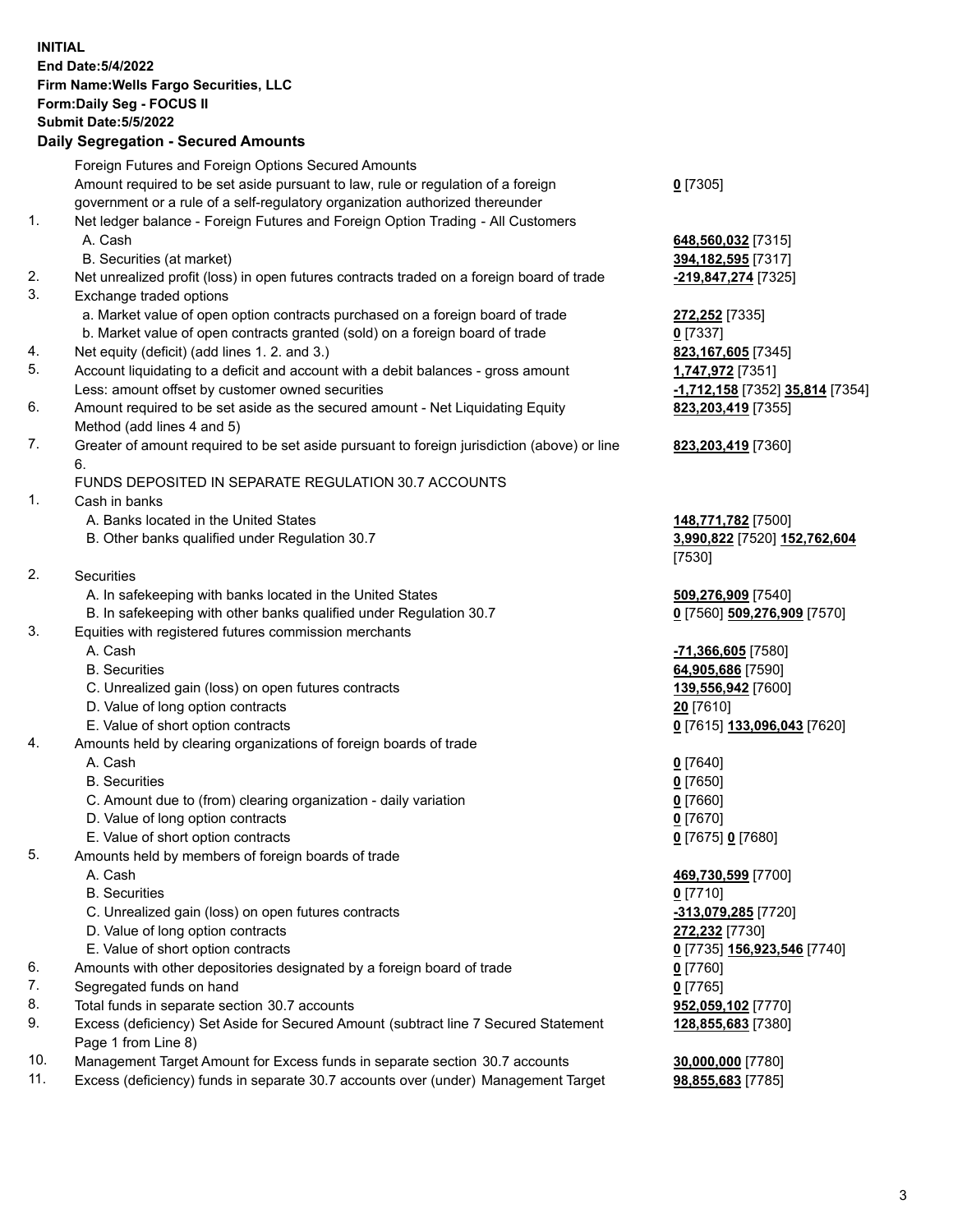**INITIAL**
**End Date:5/4/2022**
**Firm Name:Wells Fargo Securities, LLC**
**Form:Daily Seg - FOCUS II**
**Submit Date:5/5/2022**

## Daily Segregation - Secured Amounts

| | | |
|---|---|---|
| | Foreign Futures and Foreign Options Secured Amounts | |
| | Amount required to be set aside pursuant to law, rule or regulation of a foreign government or a rule of a self-regulatory organization authorized thereunder | **0** [7305] |
| 1. | Net ledger balance - Foreign Futures and Foreign Option Trading - All Customers | |
| | A. Cash | **648,560,032** [7315] |
| | B. Securities (at market) | **394,182,595** [7317] |
| 2. | Net unrealized profit (loss) in open futures contracts traded on a foreign board of trade | **-219,847,274** [7325] |
| 3. | Exchange traded options | |
| | a. Market value of open option contracts purchased on a foreign board of trade | **272,252** [7335] |
| | b. Market value of open contracts granted (sold) on a foreign board of trade | **0** [7337] |
| 4. | Net equity (deficit) (add lines 1. 2. and 3.) | **823,167,605** [7345] |
| 5. | Account liquidating to a deficit and account with a debit balances - gross amount | **1,747,972** [7351] |
| | Less: amount offset by customer owned securities | **-1,712,158** [7352] **35,814** [7354] |
| 6. | Amount required to be set aside as the secured amount - Net Liquidating Equity Method (add lines 4 and 5) | **823,203,419** [7355] |
| 7. | Greater of amount required to be set aside pursuant to foreign jurisdiction (above) or line 6. | **823,203,419** [7360] |
| | FUNDS DEPOSITED IN SEPARATE REGULATION 30.7 ACCOUNTS | |
| 1. | Cash in banks | |
| | A. Banks located in the United States | **148,771,782** [7500] |
| | B. Other banks qualified under Regulation 30.7 | **3,990,822** [7520] **152,762,604** [7530] |
| 2. | Securities | |
| | A. In safekeeping with banks located in the United States | **509,276,909** [7540] |
| | B. In safekeeping with other banks qualified under Regulation 30.7 | **0** [7560] **509,276,909** [7570] |
| 3. | Equities with registered futures commission merchants | |
| | A. Cash | **-71,366,605** [7580] |
| | B. Securities | **64,905,686** [7590] |
| | C. Unrealized gain (loss) on open futures contracts | **139,556,942** [7600] |
| | D. Value of long option contracts | **20** [7610] |
| | E. Value of short option contracts | **0** [7615] **133,096,043** [7620] |
| 4. | Amounts held by clearing organizations of foreign boards of trade | |
| | A. Cash | **0** [7640] |
| | B. Securities | **0** [7650] |
| | C. Amount due to (from) clearing organization - daily variation | **0** [7660] |
| | D. Value of long option contracts | **0** [7670] |
| | E. Value of short option contracts | **0** [7675] **0** [7680] |
| 5. | Amounts held by members of foreign boards of trade | |
| | A. Cash | **469,730,599** [7700] |
| | B. Securities | **0** [7710] |
| | C. Unrealized gain (loss) on open futures contracts | **-313,079,285** [7720] |
| | D. Value of long option contracts | **272,232** [7730] |
| | E. Value of short option contracts | **0** [7735] **156,923,546** [7740] |
| 6. | Amounts with other depositories designated by a foreign board of trade | **0** [7760] |
| 7. | Segregated funds on hand | **0** [7765] |
| 8. | Total funds in separate section 30.7 accounts | **952,059,102** [7770] |
| 9. | Excess (deficiency) Set Aside for Secured Amount (subtract line 7 Secured Statement Page 1 from Line 8) | **128,855,683** [7380] |
| 10. | Management Target Amount for Excess funds in separate section 30.7 accounts | **30,000,000** [7780] |
| 11. | Excess (deficiency) funds in separate 30.7 accounts over (under) Management Target | **98,855,683** [7785] |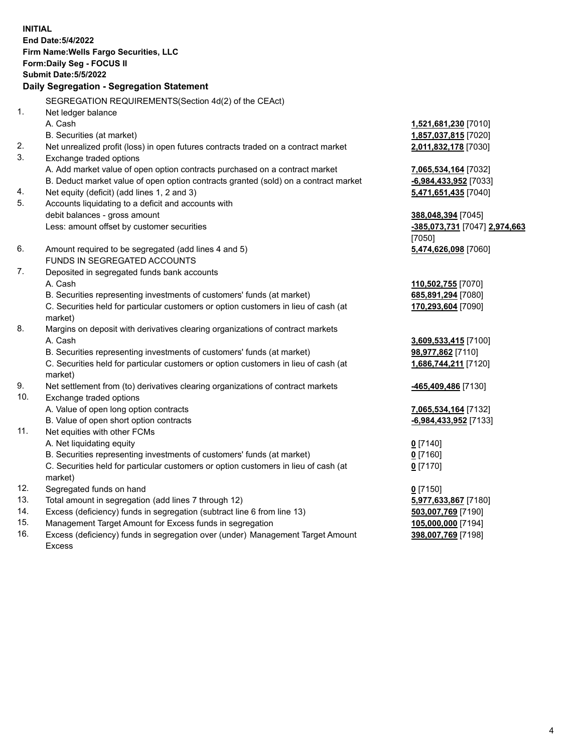**INITIAL**
**End Date:5/4/2022**
**Firm Name:Wells Fargo Securities, LLC**
**Form:Daily Seg - FOCUS II**
**Submit Date:5/5/2022**

### Daily Segregation - Segregation Statement

SEGREGATION REQUIREMENTS(Section 4d(2) of the CEAct)

| | | |
|---|---|---|
| 1. | Net ledger balance | |
| | A. Cash | **1,521,681,230** [7010] |
| | B. Securities (at market) | **1,857,037,815** [7020] |
| 2. | Net unrealized profit (loss) in open futures contracts traded on a contract market | **2,011,832,178** [7030] |
| 3. | Exchange traded options | |
| | A. Add market value of open option contracts purchased on a contract market | **7,065,534,164** [7032] |
| | B. Deduct market value of open option contracts granted (sold) on a contract market | **-6,984,433,952** [7033] |
| 4. | Net equity (deficit) (add lines 1, 2 and 3) | **5,471,651,435** [7040] |
| 5. | Accounts liquidating to a deficit and accounts with debit balances - gross amount | **388,048,394** [7045] |
| | Less: amount offset by customer securities | **-385,073,731** [7047] **2,974,663** [7050] |
| 6. | Amount required to be segregated (add lines 4 and 5) | **5,474,626,098** [7060] |
| | FUNDS IN SEGREGATED ACCOUNTS | |
| 7. | Deposited in segregated funds bank accounts | |
| | A. Cash | **110,502,755** [7070] |
| | B. Securities representing investments of customers' funds (at market) | **685,891,294** [7080] |
| | C. Securities held for particular customers or option customers in lieu of cash (at market) | **170,293,604** [7090] |
| 8. | Margins on deposit with derivatives clearing organizations of contract markets | |
| | A. Cash | **3,609,533,415** [7100] |
| | B. Securities representing investments of customers' funds (at market) | **98,977,862** [7110] |
| | C. Securities held for particular customers or option customers in lieu of cash (at market) | **1,686,744,211** [7120] |
| 9. | Net settlement from (to) derivatives clearing organizations of contract markets | **-465,409,486** [7130] |
| 10. | Exchange traded options | |
| | A. Value of open long option contracts | **7,065,534,164** [7132] |
| | B. Value of open short option contracts | **-6,984,433,952** [7133] |
| 11. | Net equities with other FCMs | |
| | A. Net liquidating equity | **0** [7140] |
| | B. Securities representing investments of customers' funds (at market) | **0** [7160] |
| | C. Securities held for particular customers or option customers in lieu of cash (at market) | **0** [7170] |
| 12. | Segregated funds on hand | **0** [7150] |
| 13. | Total amount in segregation (add lines 7 through 12) | **5,977,633,867** [7180] |
| 14. | Excess (deficiency) funds in segregation (subtract line 6 from line 13) | **503,007,769** [7190] |
| 15. | Management Target Amount for Excess funds in segregation | **105,000,000** [7194] |
| 16. | Excess (deficiency) funds in segregation over (under) Management Target Amount Excess | **398,007,769** [7198] |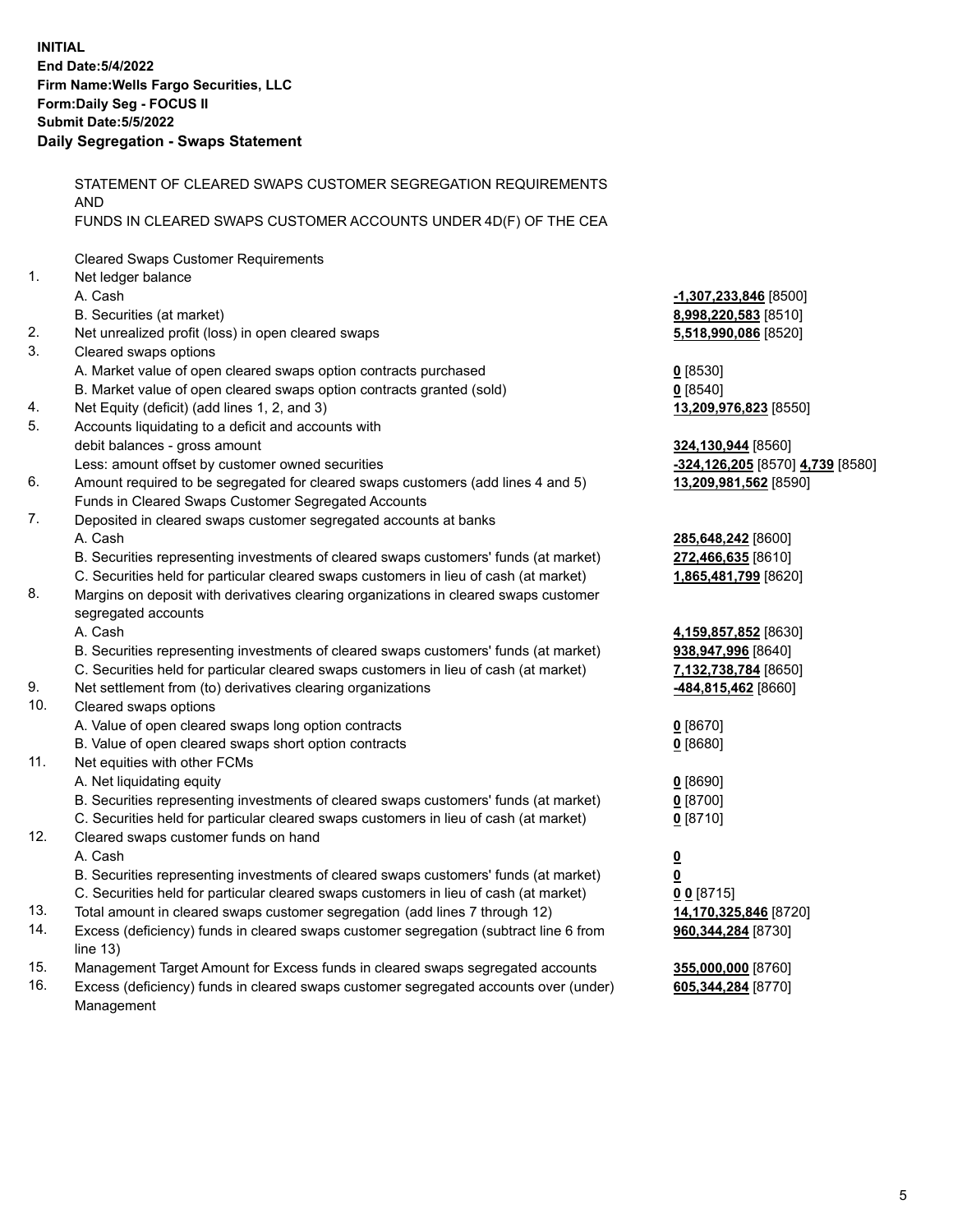**INITIAL**
**End Date:5/4/2022**
**Firm Name:Wells Fargo Securities, LLC**
**Form:Daily Seg - FOCUS II**
**Submit Date:5/5/2022**
**Daily Segregation - Swaps Statement**

STATEMENT OF CLEARED SWAPS CUSTOMER SEGREGATION REQUIREMENTS AND FUNDS IN CLEARED SWAPS CUSTOMER ACCOUNTS UNDER 4D(F) OF THE CEA

| | | |
|---|---|---|
| | Cleared Swaps Customer Requirements | |
| 1. | Net ledger balance | |
| | A. Cash | **-1,307,233,846** [8500] |
| | B. Securities (at market) | **8,998,220,583** [8510] |
| 2. | Net unrealized profit (loss) in open cleared swaps | **5,518,990,086** [8520] |
| 3. | Cleared swaps options | |
| | A. Market value of open cleared swaps option contracts purchased | **0** [8530] |
| | B. Market value of open cleared swaps option contracts granted (sold) | **0** [8540] |
| 4. | Net Equity (deficit) (add lines 1, 2, and 3) | **13,209,976,823** [8550] |
| 5. | Accounts liquidating to a deficit and accounts with debit balances - gross amount | **324,130,944** [8560] |
| | Less: amount offset by customer owned securities | **-324,126,205** [8570] **4,739** [8580] |
| 6. | Amount required to be segregated for cleared swaps customers (add lines 4 and 5) | **13,209,981,562** [8590] |
| | Funds in Cleared Swaps Customer Segregated Accounts | |
| 7. | Deposited in cleared swaps customer segregated accounts at banks | |
| | A. Cash | **285,648,242** [8600] |
| | B. Securities representing investments of cleared swaps customers' funds (at market) | **272,466,635** [8610] |
| | C. Securities held for particular cleared swaps customers in lieu of cash (at market) | **1,865,481,799** [8620] |
| 8. | Margins on deposit with derivatives clearing organizations in cleared swaps customer segregated accounts | |
| | A. Cash | **4,159,857,852** [8630] |
| | B. Securities representing investments of cleared swaps customers' funds (at market) | **938,947,996** [8640] |
| | C. Securities held for particular cleared swaps customers in lieu of cash (at market) | **7,132,738,784** [8650] |
| 9. | Net settlement from (to) derivatives clearing organizations | **-484,815,462** [8660] |
| 10. | Cleared swaps options | |
| | A. Value of open cleared swaps long option contracts | **0** [8670] |
| | B. Value of open cleared swaps short option contracts | **0** [8680] |
| 11. | Net equities with other FCMs | |
| | A. Net liquidating equity | **0** [8690] |
| | B. Securities representing investments of cleared swaps customers' funds (at market) | **0** [8700] |
| | C. Securities held for particular cleared swaps customers in lieu of cash (at market) | **0** [8710] |
| 12. | Cleared swaps customer funds on hand | |
| | A. Cash | **0** |
| | B. Securities representing investments of cleared swaps customers' funds (at market) | **0** |
| | C. Securities held for particular cleared swaps customers in lieu of cash (at market) | **0** **0** [8715] |
| 13. | Total amount in cleared swaps customer segregation (add lines 7 through 12) | **14,170,325,846** [8720] |
| 14. | Excess (deficiency) funds in cleared swaps customer segregation (subtract line 6 from line 13) | **960,344,284** [8730] |
| 15. | Management Target Amount for Excess funds in cleared swaps segregated accounts | **355,000,000** [8760] |
| 16. | Excess (deficiency) funds in cleared swaps customer segregated accounts over (under) Management | **605,344,284** [8770] |